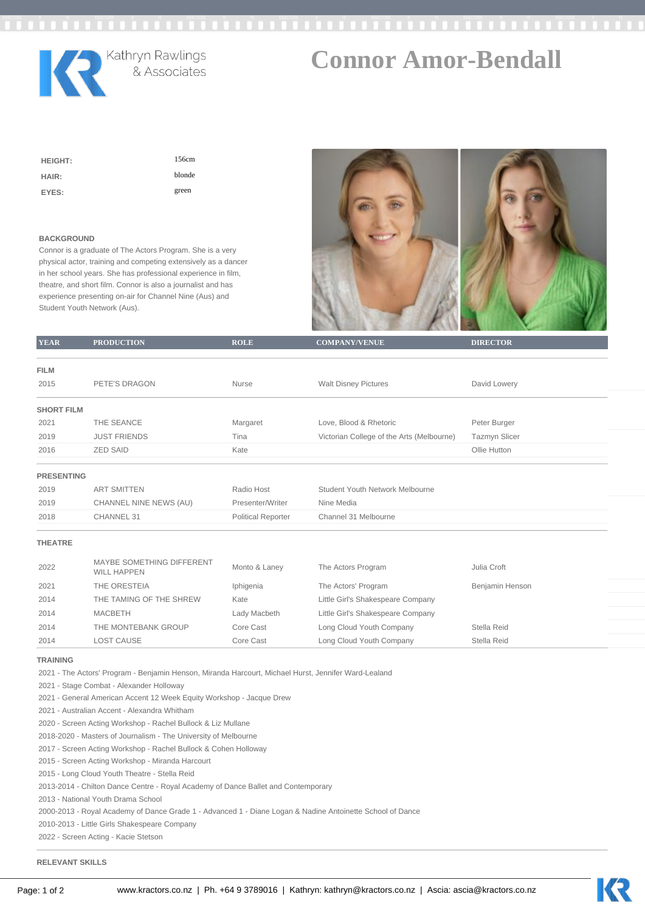Kathryn Rawlings & Associates

# Connor Amor-Bendall

| | |
|---|---|
| **HEIGHT:** | 156cm |
| **HAIR:** | blonde |
| **EYES:** | green |

### BACKGROUND

Connor is a graduate of The Actors Program. She is a very physical actor, training and competing extensively as a dancer in her school years. She has professional experience in film, theatre, and short film. Connor is also a journalist and has experience presenting on-air for Channel Nine (Aus) and Student Youth Network (Aus).

| YEAR | PRODUCTION | ROLE | COMPANY/VENUE | DIRECTOR |
|---|---|---|---|---|
| **FILM** | | | | |
| 2015 | PETE'S DRAGON | Nurse | Walt Disney Pictures | David Lowery |
| **SHORT FILM** | | | | |
| 2021 | THE SEANCE | Margaret | Love, Blood & Rhetoric | Peter Burger |
| 2019 | JUST FRIENDS | Tina | Victorian College of the Arts (Melbourne) | Tazmyn Slicer |
| 2016 | ZED SAID | Kate | | Ollie Hutton |
| **PRESENTING** | | | | |
| 2019 | ART SMITTEN | Radio Host | Student Youth Network Melbourne | |
| 2019 | CHANNEL NINE NEWS (AU) | Presenter/Writer | Nine Media | |
| 2018 | CHANNEL 31 | Political Reporter | Channel 31 Melbourne | |
| **THEATRE** | | | | |
| 2022 | MAYBE SOMETHING DIFFERENT WILL HAPPEN | Monto & Laney | The Actors Program | Julia Croft |
| 2021 | THE ORESTEIA | Iphigenia | The Actors' Program | Benjamin Henson |
| 2014 | THE TAMING OF THE SHREW | Kate | Little Girl's Shakespeare Company | |
| 2014 | MACBETH | Lady Macbeth | Little Girl's Shakespeare Company | |
| 2014 | THE MONTEBANK GROUP | Core Cast | Long Cloud Youth Company | Stella Reid |
| 2014 | LOST CAUSE | Core Cast | Long Cloud Youth Company | Stella Reid |

### TRAINING

2021 - The Actors' Program - Benjamin Henson, Miranda Harcourt, Michael Hurst, Jennifer Ward-Lealand
2021 - Stage Combat - Alexander Holloway
2021 - General American Accent 12 Week Equity Workshop - Jacque Drew
2021 - Australian Accent - Alexandra Whitham
2020 - Screen Acting Workshop - Rachel Bullock & Liz Mullane
2018-2020 - Masters of Journalism - The University of Melbourne
2017 - Screen Acting Workshop - Rachel Bullock & Cohen Holloway
2015 - Screen Acting Workshop - Miranda Harcourt
2015 - Long Cloud Youth Theatre - Stella Reid
2013-2014 - Chilton Dance Centre - Royal Academy of Dance Ballet and Contemporary
2013 - National Youth Drama School
2000-2013 - Royal Academy of Dance Grade 1 - Advanced 1 - Diane Logan & Nadine Antoinette School of Dance
2010-2013 - Little Girls Shakespeare Company
2022 - Screen Acting - Kacie Stetson

### RELEVANT SKILLS

www.kractors.co.nz | Ph. +64 9 3789016 | Kathryn: kathryn@kractors.co.nz | Ascia: ascia@kractors.co.nz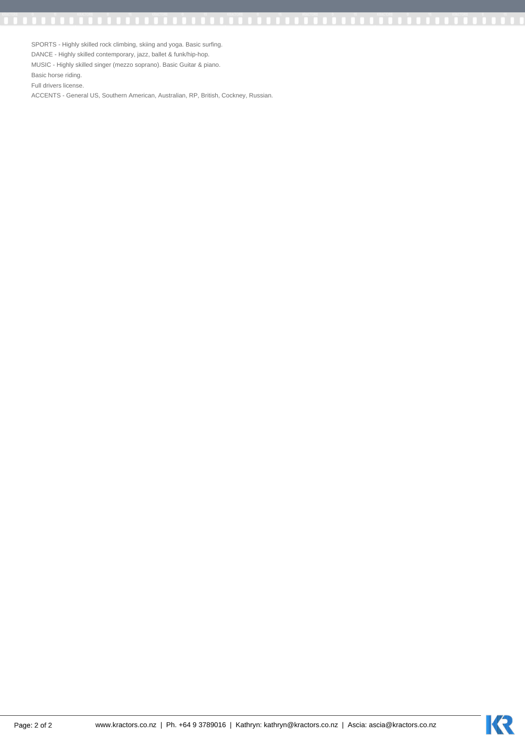SPORTS - Highly skilled rock climbing, skiing and yoga. Basic surfing.

DANCE - Highly skilled contemporary, jazz, ballet & funk/hip-hop.

MUSIC - Highly skilled singer (mezzo soprano). Basic Guitar & piano.

Basic horse riding.

Full drivers license.

ACCENTS - General US, Southern American, Australian, RP, British, Cockney, Russian.